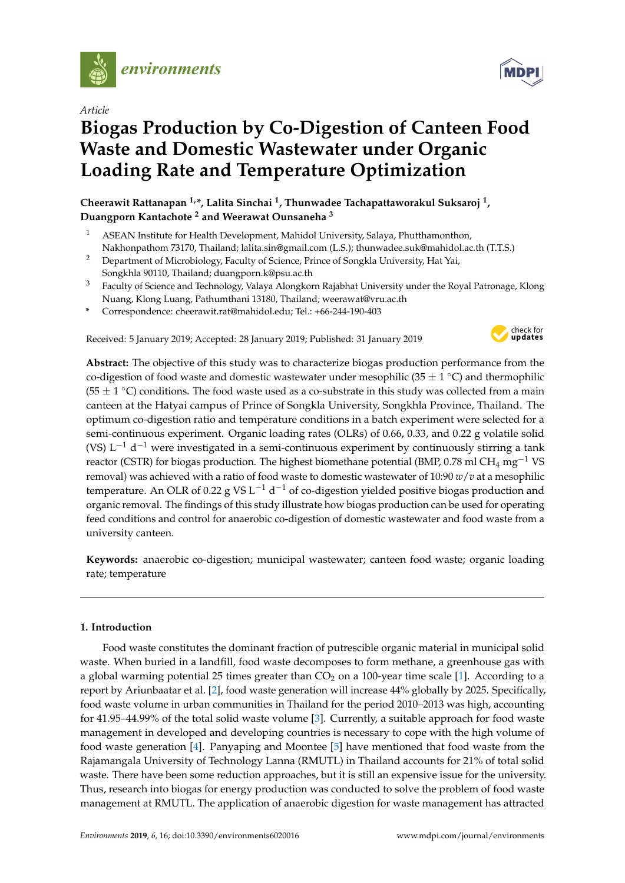*Article*

# Biogas Production by Co-Digestion of Canteen Food Waste and Domestic Wastewater under Organic Loading Rate and Temperature Optimization

**Cheerawit Rattanapan [1,*], Lalita Sinchai [1], Thunwadee Tachapattaworakul Suksaroj [1], Duangporn Kantachote [2] and Weerawat Ounsaneha [3]**

[1] ASEAN Institute for Health Development, Mahidol University, Salaya, Phutthamonthon, Nakhonpathom 73170, Thailand; lalita.sin@gmail.com (L.S.); thunwadee.suk@mahidol.ac.th (T.T.S.)

[2] Department of Microbiology, Faculty of Science, Prince of Songkla University, Hat Yai, Songkhla 90110, Thailand; duangporn.k@psu.ac.th

[3] Faculty of Science and Technology, Valaya Alongkorn Rajabhat University under the Royal Patronage, Klong Nuang, Klong Luang, Pathumthani 13180, Thailand; weerawat@vru.ac.th

\* Correspondence: cheerawit.rat@mahidol.edu; Tel.: +66-244-190-403

Received: 5 January 2019; Accepted: 28 January 2019; Published: 31 January 2019

**Abstract:** The objective of this study was to characterize biogas production performance from the co-digestion of food waste and domestic wastewater under mesophilic (35 ± 1 °C) and thermophilic (55 ± 1 °C) conditions. The food waste used as a co-substrate in this study was collected from a main canteen at the Hatyai campus of Prince of Songkla University, Songkhla Province, Thailand. The optimum co-digestion ratio and temperature conditions in a batch experiment were selected for a semi-continuous experiment. Organic loading rates (OLRs) of 0.66, 0.33, and 0.22 g volatile solid (VS) $L^{-1}$ $d^{-1}$ were investigated in a semi-continuous experiment by continuously stirring a tank reactor (CSTR) for biogas production. The highest biomethane potential (BMP, 0.78 ml $CH_4$ $mg^{-1}$ VS removal) was achieved with a ratio of food waste to domestic wastewater of 10:90 *w/v* at a mesophilic temperature. An OLR of 0.22 g VS $L^{-1}$ $d^{-1}$ of co-digestion yielded positive biogas production and organic removal. The findings of this study illustrate how biogas production can be used for operating feed conditions and control for anaerobic co-digestion of domestic wastewater and food waste from a university canteen.

**Keywords:** anaerobic co-digestion; municipal wastewater; canteen food waste; organic loading rate; temperature

## 1. Introduction

Food waste constitutes the dominant fraction of putrescible organic material in municipal solid waste. When buried in a landfill, food waste decomposes to form methane, a greenhouse gas with a global warming potential 25 times greater than $CO_2$ on a 100-year time scale [1]. According to a report by Ariunbaatar et al. [2], food waste generation will increase 44% globally by 2025. Specifically, food waste volume in urban communities in Thailand for the period 2010–2013 was high, accounting for 41.95–44.99% of the total solid waste volume [3]. Currently, a suitable approach for food waste management in developed and developing countries is necessary to cope with the high volume of food waste generation [4]. Panyaping and Moontee [5] have mentioned that food waste from the Rajamangala University of Technology Lanna (RMUTL) in Thailand accounts for 21% of total solid waste. There have been some reduction approaches, but it is still an expensive issue for the university. Thus, research into biogas for energy production was conducted to solve the problem of food waste management at RMUTL. The application of anaerobic digestion for waste management has attracted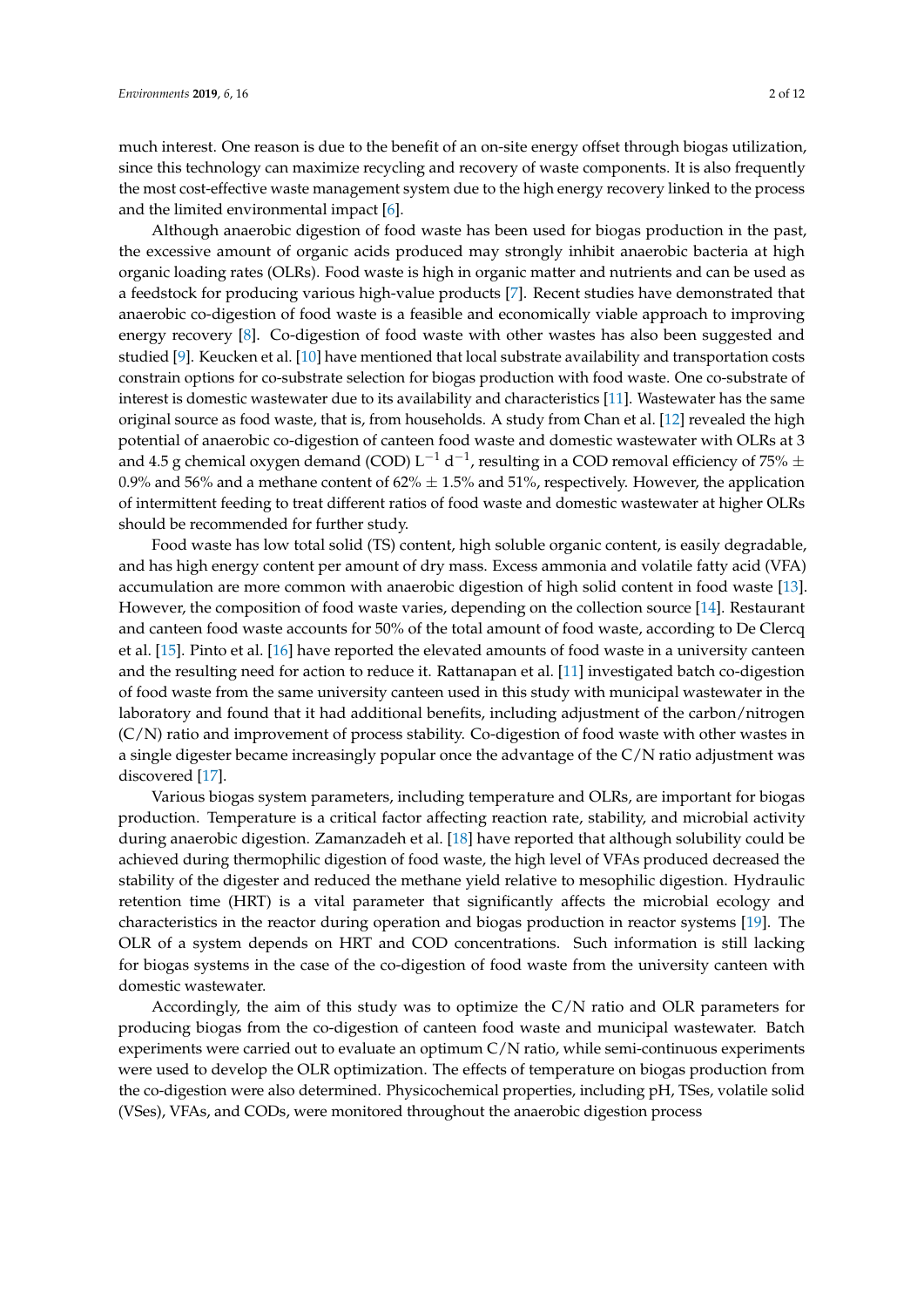much interest. One reason is due to the benefit of an on-site energy offset through biogas utilization, since this technology can maximize recycling and recovery of waste components. It is also frequently the most cost-effective waste management system due to the high energy recovery linked to the process and the limited environmental impact [6].

Although anaerobic digestion of food waste has been used for biogas production in the past, the excessive amount of organic acids produced may strongly inhibit anaerobic bacteria at high organic loading rates (OLRs). Food waste is high in organic matter and nutrients and can be used as a feedstock for producing various high-value products [7]. Recent studies have demonstrated that anaerobic co-digestion of food waste is a feasible and economically viable approach to improving energy recovery [8]. Co-digestion of food waste with other wastes has also been suggested and studied [9]. Keucken et al. [10] have mentioned that local substrate availability and transportation costs constrain options for co-substrate selection for biogas production with food waste. One co-substrate of interest is domestic wastewater due to its availability and characteristics [11]. Wastewater has the same original source as food waste, that is, from households. A study from Chan et al. [12] revealed the high potential of anaerobic co-digestion of canteen food waste and domestic wastewater with OLRs at 3 and 4.5 g chemical oxygen demand (COD) $L^{-1}$ $d^{-1}$, resulting in a COD removal efficiency of 75% $\pm$ 0.9% and 56% and a methane content of 62% $\pm$ 1.5% and 51%, respectively. However, the application of intermittent feeding to treat different ratios of food waste and domestic wastewater at higher OLRs should be recommended for further study.

Food waste has low total solid (TS) content, high soluble organic content, is easily degradable, and has high energy content per amount of dry mass. Excess ammonia and volatile fatty acid (VFA) accumulation are more common with anaerobic digestion of high solid content in food waste [13]. However, the composition of food waste varies, depending on the collection source [14]. Restaurant and canteen food waste accounts for 50% of the total amount of food waste, according to De Clercq et al. [15]. Pinto et al. [16] have reported the elevated amounts of food waste in a university canteen and the resulting need for action to reduce it. Rattanapan et al. [11] investigated batch co-digestion of food waste from the same university canteen used in this study with municipal wastewater in the laboratory and found that it had additional benefits, including adjustment of the carbon/nitrogen (C/N) ratio and improvement of process stability. Co-digestion of food waste with other wastes in a single digester became increasingly popular once the advantage of the C/N ratio adjustment was discovered [17].

Various biogas system parameters, including temperature and OLRs, are important for biogas production. Temperature is a critical factor affecting reaction rate, stability, and microbial activity during anaerobic digestion. Zamanzadeh et al. [18] have reported that although solubility could be achieved during thermophilic digestion of food waste, the high level of VFAs produced decreased the stability of the digester and reduced the methane yield relative to mesophilic digestion. Hydraulic retention time (HRT) is a vital parameter that significantly affects the microbial ecology and characteristics in the reactor during operation and biogas production in reactor systems [19]. The OLR of a system depends on HRT and COD concentrations. Such information is still lacking for biogas systems in the case of the co-digestion of food waste from the university canteen with domestic wastewater.

Accordingly, the aim of this study was to optimize the C/N ratio and OLR parameters for producing biogas from the co-digestion of canteen food waste and municipal wastewater. Batch experiments were carried out to evaluate an optimum C/N ratio, while semi-continuous experiments were used to develop the OLR optimization. The effects of temperature on biogas production from the co-digestion were also determined. Physicochemical properties, including pH, TSes, volatile solid (VSes), VFAs, and CODs, were monitored throughout the anaerobic digestion process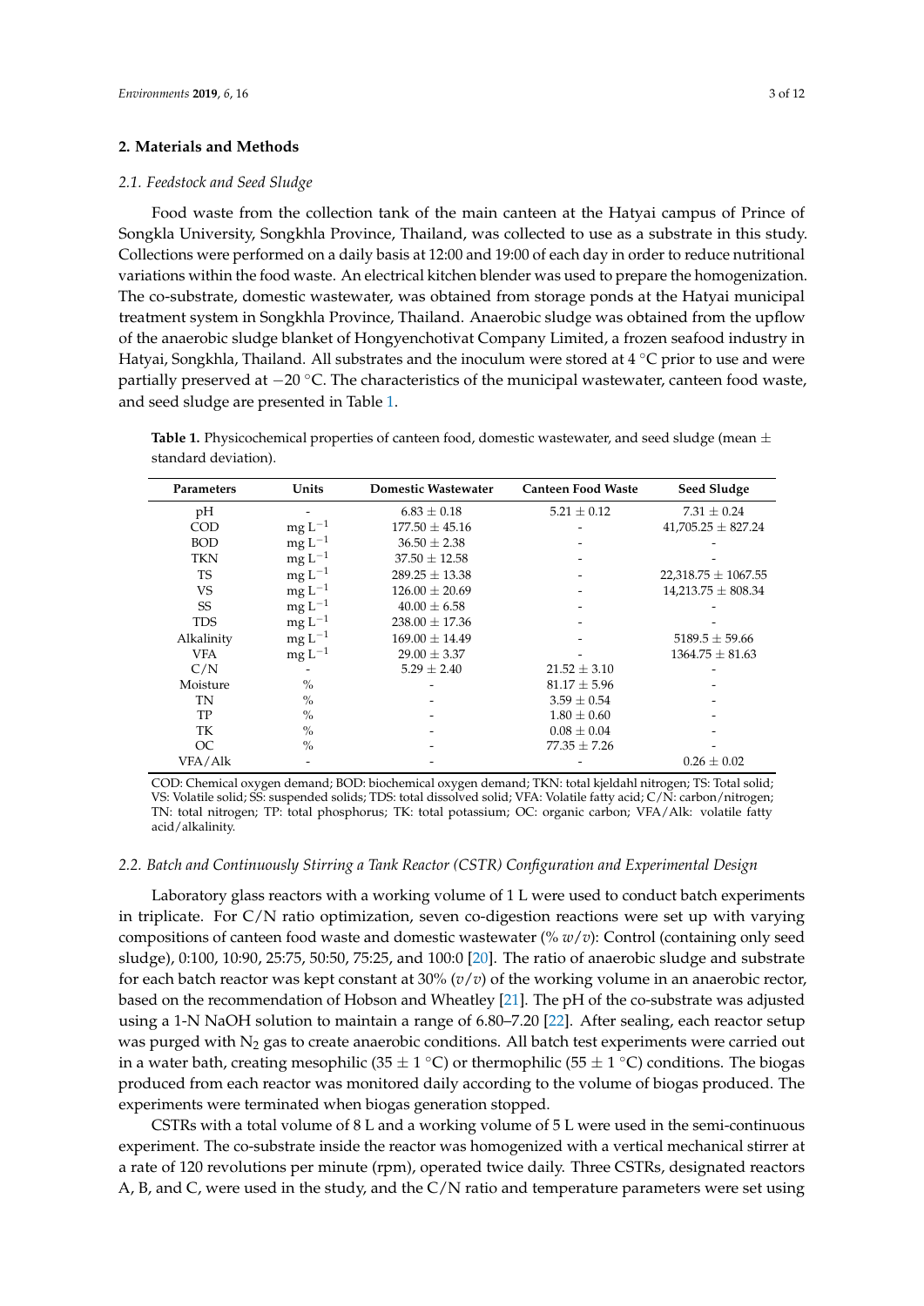## 2. Materials and Methods

### 2.1. Feedstock and Seed Sludge

Food waste from the collection tank of the main canteen at the Hatyai campus of Prince of Songkla University, Songkhla Province, Thailand, was collected to use as a substrate in this study. Collections were performed on a daily basis at 12:00 and 19:00 of each day in order to reduce nutritional variations within the food waste. An electrical kitchen blender was used to prepare the homogenization. The co-substrate, domestic wastewater, was obtained from storage ponds at the Hatyai municipal treatment system in Songkhla Province, Thailand. Anaerobic sludge was obtained from the upflow of the anaerobic sludge blanket of Hongyenchotivat Company Limited, a frozen seafood industry in Hatyai, Songkhla, Thailand. All substrates and the inoculum were stored at 4 °C prior to use and were partially preserved at −20 °C. The characteristics of the municipal wastewater, canteen food waste, and seed sludge are presented in Table 1.

**Table 1.** Physicochemical properties of canteen food, domestic wastewater, and seed sludge (mean ± standard deviation).

| Parameters | Units | Domestic Wastewater | Canteen Food Waste | Seed Sludge |
|---|---|---|---|---|
| pH | - | 6.83 ± 0.18 | 5.21 ± 0.12 | 7.31 ± 0.24 |
| COD | mg $L^{-1}$ | 177.50 ± 45.16 | - | 41,705.25 ± 827.24 |
| BOD | mg $L^{-1}$ | 36.50 ± 2.38 | - | - |
| TKN | mg $L^{-1}$ | 37.50 ± 12.58 | - | - |
| TS | mg $L^{-1}$ | 289.25 ± 13.38 | - | 22,318.75 ± 1067.55 |
| VS | mg $L^{-1}$ | 126.00 ± 20.69 | - | 14,213.75 ± 808.34 |
| SS | mg $L^{-1}$ | 40.00 ± 6.58 | - | - |
| TDS | mg $L^{-1}$ | 238.00 ± 17.36 | - | - |
| Alkalinity | mg $L^{-1}$ | 169.00 ± 14.49 | - | 5189.5 ± 59.66 |
| VFA | mg $L^{-1}$ | 29.00 ± 3.37 | - | 1364.75 ± 81.63 |
| C/N | - | 5.29 ± 2.40 | 21.52 ± 3.10 | - |
| Moisture | % | - | 81.17 ± 5.96 | - |
| TN | % | - | 3.59 ± 0.54 | - |
| TP | % | - | 1.80 ± 0.60 | - |
| TK | % | - | 0.08 ± 0.04 | - |
| OC | % | - | 77.35 ± 7.26 | - |
| VFA/Alk | - | - | - | 0.26 ± 0.02 |

COD: Chemical oxygen demand; BOD: biochemical oxygen demand; TKN: total kjeldahl nitrogen; TS: Total solid; VS: Volatile solid; SS: suspended solids; TDS: total dissolved solid; VFA: Volatile fatty acid; C/N: carbon/nitrogen; TN: total nitrogen; TP: total phosphorus; TK: total potassium; OC: organic carbon; VFA/Alk: volatile fatty acid/alkalinity.

### 2.2. Batch and Continuously Stirring a Tank Reactor (CSTR) Configuration and Experimental Design

Laboratory glass reactors with a working volume of 1 L were used to conduct batch experiments in triplicate. For C/N ratio optimization, seven co-digestion reactions were set up with varying compositions of canteen food waste and domestic wastewater (% *w*/*v*): Control (containing only seed sludge), 0:100, 10:90, 25:75, 50:50, 75:25, and 100:0 [20]. The ratio of anaerobic sludge and substrate for each batch reactor was kept constant at 30% (*v*/*v*) of the working volume in an anaerobic rector, based on the recommendation of Hobson and Wheatley [21]. The pH of the co-substrate was adjusted using a 1-N NaOH solution to maintain a range of 6.80–7.20 [22]. After sealing, each reactor setup was purged with $N_2$ gas to create anaerobic conditions. All batch test experiments were carried out in a water bath, creating mesophilic (35 ± 1 °C) or thermophilic (55 ± 1 °C) conditions. The biogas produced from each reactor was monitored daily according to the volume of biogas produced. The experiments were terminated when biogas generation stopped.

CSTRs with a total volume of 8 L and a working volume of 5 L were used in the semi-continuous experiment. The co-substrate inside the reactor was homogenized with a vertical mechanical stirrer at a rate of 120 revolutions per minute (rpm), operated twice daily. Three CSTRs, designated reactors A, B, and C, were used in the study, and the C/N ratio and temperature parameters were set using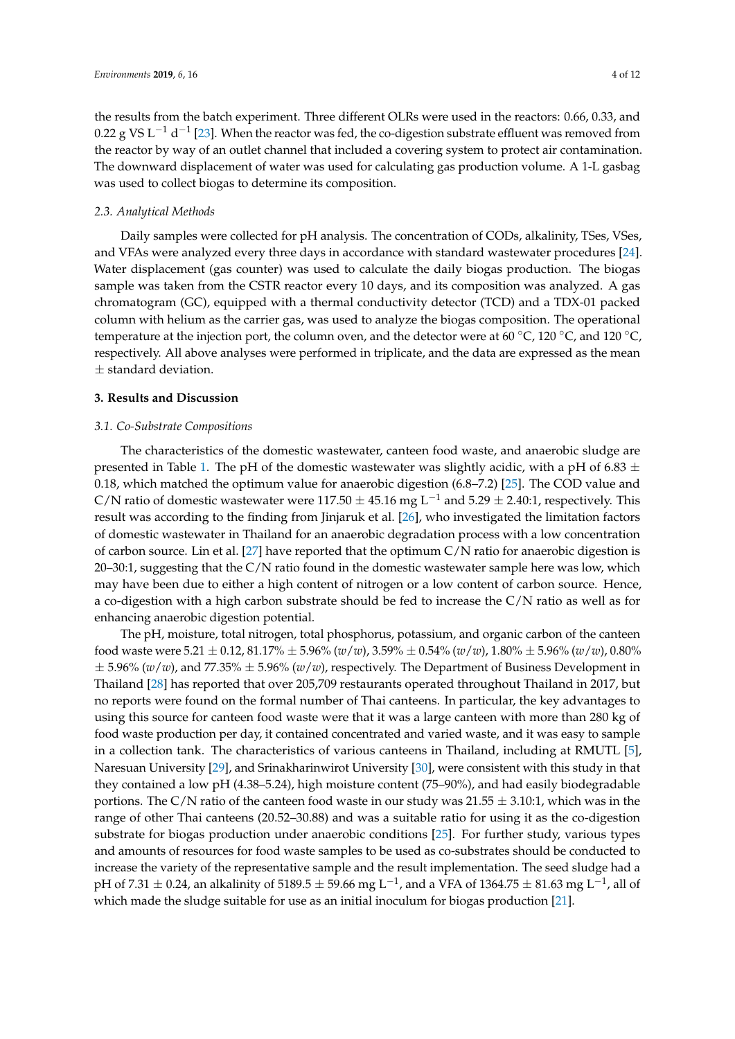the results from the batch experiment. Three different OLRs were used in the reactors: 0.66, 0.33, and 0.22 g VS $L^{-1}$ $d^{-1}$ [23]. When the reactor was fed, the co-digestion substrate effluent was removed from the reactor by way of an outlet channel that included a covering system to protect air contamination. The downward displacement of water was used for calculating gas production volume. A 1-L gasbag was used to collect biogas to determine its composition.

### 2.3. Analytical Methods

Daily samples were collected for pH analysis. The concentration of CODs, alkalinity, TSes, VSes, and VFAs were analyzed every three days in accordance with standard wastewater procedures [24]. Water displacement (gas counter) was used to calculate the daily biogas production. The biogas sample was taken from the CSTR reactor every 10 days, and its composition was analyzed. A gas chromatogram (GC), equipped with a thermal conductivity detector (TCD) and a TDX-01 packed column with helium as the carrier gas, was used to analyze the biogas composition. The operational temperature at the injection port, the column oven, and the detector were at 60 °C, 120 °C, and 120 °C, respectively. All above analyses were performed in triplicate, and the data are expressed as the mean ± standard deviation.

## 3. Results and Discussion

### 3.1. Co-Substrate Compositions

The characteristics of the domestic wastewater, canteen food waste, and anaerobic sludge are presented in Table 1. The pH of the domestic wastewater was slightly acidic, with a pH of 6.83 ± 0.18, which matched the optimum value for anaerobic digestion (6.8–7.2) [25]. The COD value and C/N ratio of domestic wastewater were 117.50 ± 45.16 mg $L^{-1}$ and 5.29 ± 2.40:1, respectively. This result was according to the finding from Jinjaruk et al. [26], who investigated the limitation factors of domestic wastewater in Thailand for an anaerobic degradation process with a low concentration of carbon source. Lin et al. [27] have reported that the optimum C/N ratio for anaerobic digestion is 20–30:1, suggesting that the C/N ratio found in the domestic wastewater sample here was low, which may have been due to either a high content of nitrogen or a low content of carbon source. Hence, a co-digestion with a high carbon substrate should be fed to increase the C/N ratio as well as for enhancing anaerobic digestion potential.

The pH, moisture, total nitrogen, total phosphorus, potassium, and organic carbon of the canteen food waste were 5.21 ± 0.12, 81.17% ± 5.96% (*w*/*w*), 3.59% ± 0.54% (*w*/*w*), 1.80% ± 5.96% (*w*/*w*), 0.80% ± 5.96% (*w*/*w*), and 77.35% ± 5.96% (*w*/*w*), respectively. The Department of Business Development in Thailand [28] has reported that over 205,709 restaurants operated throughout Thailand in 2017, but no reports were found on the formal number of Thai canteens. In particular, the key advantages to using this source for canteen food waste were that it was a large canteen with more than 280 kg of food waste production per day, it contained concentrated and varied waste, and it was easy to sample in a collection tank. The characteristics of various canteens in Thailand, including at RMUTL [5], Naresuan University [29], and Srinakharinwirot University [30], were consistent with this study in that they contained a low pH (4.38–5.24), high moisture content (75–90%), and had easily biodegradable portions. The C/N ratio of the canteen food waste in our study was 21.55 ± 3.10:1, which was in the range of other Thai canteens (20.52–30.88) and was a suitable ratio for using it as the co-digestion substrate for biogas production under anaerobic conditions [25]. For further study, various types and amounts of resources for food waste samples to be used as co-substrates should be conducted to increase the variety of the representative sample and the result implementation. The seed sludge had a pH of 7.31 ± 0.24, an alkalinity of 5189.5 ± 59.66 mg $L^{-1}$, and a VFA of 1364.75 ± 81.63 mg $L^{-1}$, all of which made the sludge suitable for use as an initial inoculum for biogas production [21].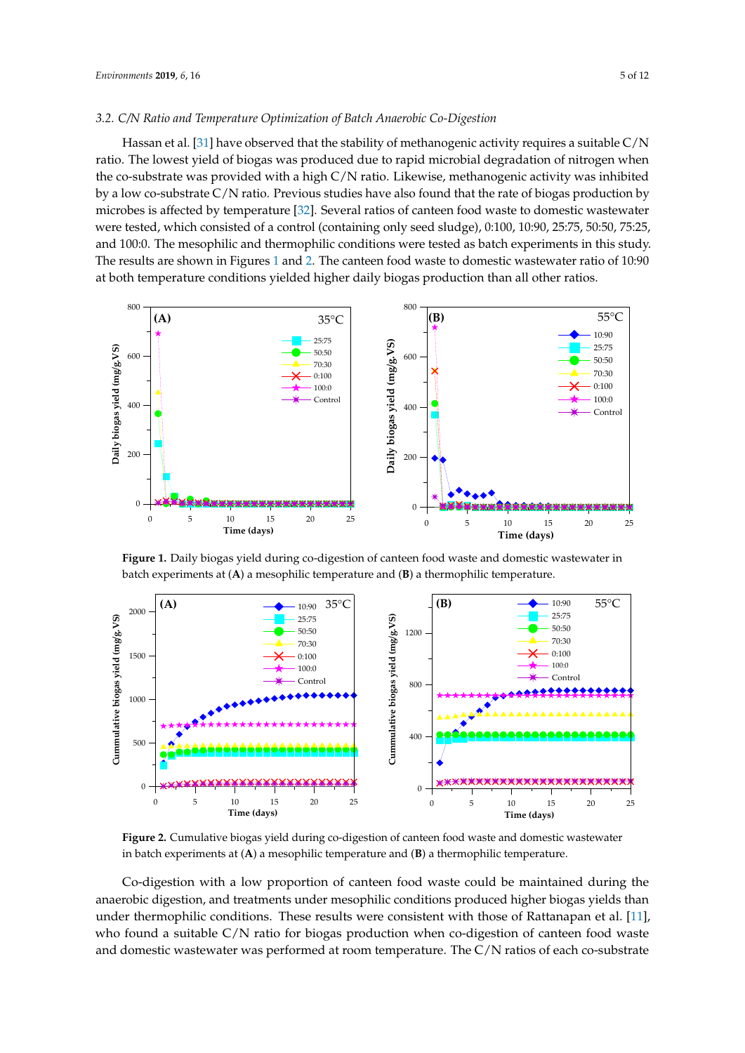### 3.2. C/N Ratio and Temperature Optimization of Batch Anaerobic Co-Digestion

Hassan et al. [31] have observed that the stability of methanogenic activity requires a suitable C/N ratio. The lowest yield of biogas was produced due to rapid microbial degradation of nitrogen when the co-substrate was provided with a high C/N ratio. Likewise, methanogenic activity was inhibited by a low co-substrate C/N ratio. Previous studies have also found that the rate of biogas production by microbes is affected by temperature [32]. Several ratios of canteen food waste to domestic wastewater were tested, which consisted of a control (containing only seed sludge), 0:100, 10:90, 25:75, 50:50, 75:25, and 100:0. The mesophilic and thermophilic conditions were tested as batch experiments in this study. The results are shown in Figures 1 and 2. The canteen food waste to domestic wastewater ratio of 10:90 at both temperature conditions yielded higher daily biogas production than all other ratios.

**Figure 1.** Daily biogas yield during co-digestion of canteen food waste and domestic wastewater in batch experiments at (**A**) a mesophilic temperature and (**B**) a thermophilic temperature.

**Figure 2.** Cumulative biogas yield during co-digestion of canteen food waste and domestic wastewater in batch experiments at (**A**) a mesophilic temperature and (**B**) a thermophilic temperature.

Co-digestion with a low proportion of canteen food waste could be maintained during the anaerobic digestion, and treatments under mesophilic conditions produced higher biogas yields than under thermophilic conditions. These results were consistent with those of Rattanapan et al. [11], who found a suitable C/N ratio for biogas production when co-digestion of canteen food waste and domestic wastewater was performed at room temperature. The C/N ratios of each co-substrate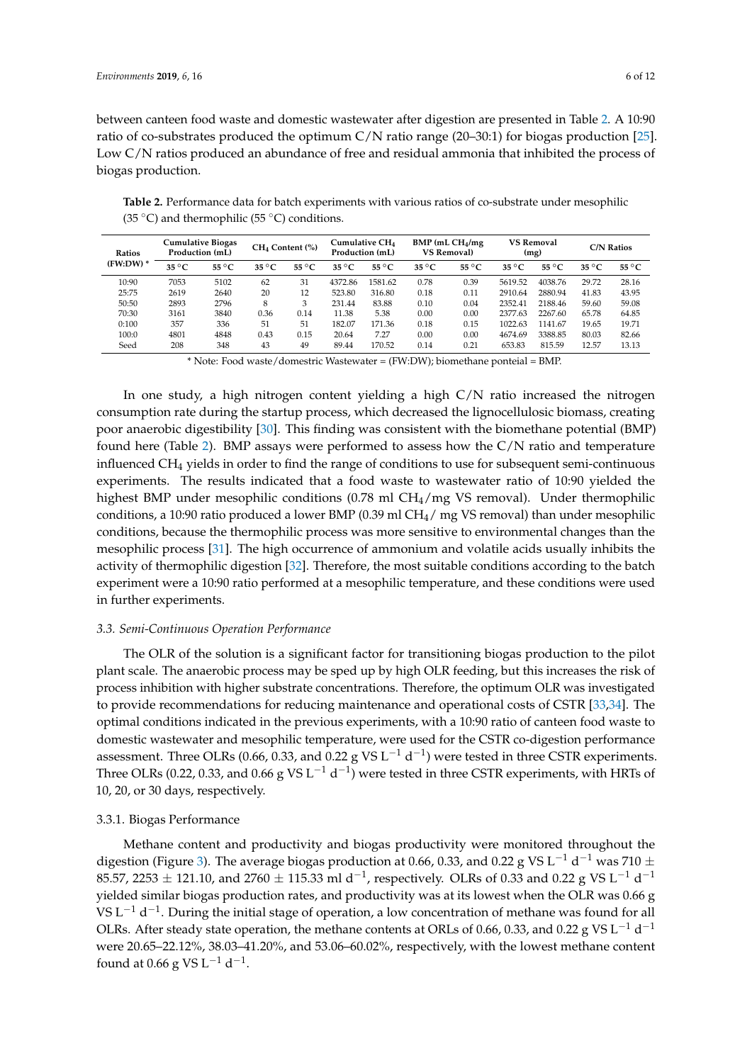between canteen food waste and domestic wastewater after digestion are presented in Table 2. A 10:90 ratio of co-substrates produced the optimum C/N ratio range (20–30:1) for biogas production [25]. Low C/N ratios produced an abundance of free and residual ammonia that inhibited the process of biogas production.

**Table 2.** Performance data for batch experiments with various ratios of co-substrate under mesophilic (35 °C) and thermophilic (55 °C) conditions.

| Ratios (FW:DW) * | Cumulative Biogas Production (mL) | | $CH_4$ Content (%) | | Cumulative $CH_4$ Production (mL) | | BMP (mL $CH_4$/mg VS Removal) | | VS Removal (mg) | | C/N Ratios | |
|---|---|---|---|---|---|---|---|---|---|---|---|---|
| | 35 °C | 55 °C | 35 °C | 55 °C | 35 °C | 55 °C | 35 °C | 55 °C | 35 °C | 55 °C | 35 °C | 55 °C |
| 10:90 | 7053 | 5102 | 62 | 31 | 4372.86 | 1581.62 | 0.78 | 0.39 | 5619.52 | 4038.76 | 29.72 | 28.16 |
| 25:75 | 2619 | 2640 | 20 | 12 | 523.80 | 316.80 | 0.18 | 0.11 | 2910.64 | 2880.94 | 41.83 | 43.95 |
| 50:50 | 2893 | 2796 | 8 | 3 | 231.44 | 83.88 | 0.10 | 0.04 | 2352.41 | 2188.46 | 59.60 | 59.08 |
| 70:30 | 3161 | 3840 | 0.36 | 0.14 | 11.38 | 5.38 | 0.00 | 0.00 | 2377.63 | 2267.60 | 65.78 | 64.85 |
| 0:100 | 357 | 336 | 51 | 51 | 182.07 | 171.36 | 0.18 | 0.15 | 1022.63 | 1141.67 | 19.65 | 19.71 |
| 100:0 | 4801 | 4848 | 0.43 | 0.15 | 20.64 | 7.27 | 0.00 | 0.00 | 4674.69 | 3388.85 | 80.03 | 82.66 |
| Seed | 208 | 348 | 43 | 49 | 89.44 | 170.52 | 0.14 | 0.21 | 653.83 | 815.59 | 12.57 | 13.13 |

\* Note: Food waste/domestic Wastewater = (FW:DW); biomethane ponteial = BMP.

In one study, a high nitrogen content yielding a high C/N ratio increased the nitrogen consumption rate during the startup process, which decreased the lignocellulosic biomass, creating poor anaerobic digestibility [30]. This finding was consistent with the biomethane potential (BMP) found here (Table 2). BMP assays were performed to assess how the C/N ratio and temperature influenced $CH_4$ yields in order to find the range of conditions to use for subsequent semi-continuous experiments. The results indicated that a food waste to wastewater ratio of 10:90 yielded the highest BMP under mesophilic conditions (0.78 ml $CH_4$/mg VS removal). Under thermophilic conditions, a 10:90 ratio produced a lower BMP (0.39 ml $CH_4$/ mg VS removal) than under mesophilic conditions, because the thermophilic process was more sensitive to environmental changes than the mesophilic process [31]. The high occurrence of ammonium and volatile acids usually inhibits the activity of thermophilic digestion [32]. Therefore, the most suitable conditions according to the batch experiment were a 10:90 ratio performed at a mesophilic temperature, and these conditions were used in further experiments.

### 3.3. Semi-Continuous Operation Performance

The OLR of the solution is a significant factor for transitioning biogas production to the pilot plant scale. The anaerobic process may be sped up by high OLR feeding, but this increases the risk of process inhibition with higher substrate concentrations. Therefore, the optimum OLR was investigated to provide recommendations for reducing maintenance and operational costs of CSTR [33,34]. The optimal conditions indicated in the previous experiments, with a 10:90 ratio of canteen food waste to domestic wastewater and mesophilic temperature, were used for the CSTR co-digestion performance assessment. Three OLRs (0.66, 0.33, and 0.22 g VS $L^{-1}$ $d^{-1}$) were tested in three CSTR experiments. Three OLRs (0.22, 0.33, and 0.66 g VS $L^{-1}$ $d^{-1}$) were tested in three CSTR experiments, with HRTs of 10, 20, or 30 days, respectively.

#### 3.3.1. Biogas Performance

Methane content and productivity and biogas productivity were monitored throughout the digestion (Figure 3). The average biogas production at 0.66, 0.33, and 0.22 g VS $L^{-1}$ $d^{-1}$ was 710 ± 85.57, 2253 ± 121.10, and 2760 ± 115.33 ml $d^{-1}$, respectively. OLRs of 0.33 and 0.22 g VS $L^{-1}$ $d^{-1}$ yielded similar biogas production rates, and productivity was at its lowest when the OLR was 0.66 g VS $L^{-1}$ $d^{-1}$. During the initial stage of operation, a low concentration of methane was found for all OLRs. After steady state operation, the methane contents at ORLs of 0.66, 0.33, and 0.22 g VS $L^{-1}$ $d^{-1}$ were 20.65–22.12%, 38.03–41.20%, and 53.06–60.02%, respectively, with the lowest methane content found at 0.66 g VS $L^{-1}$ $d^{-1}$.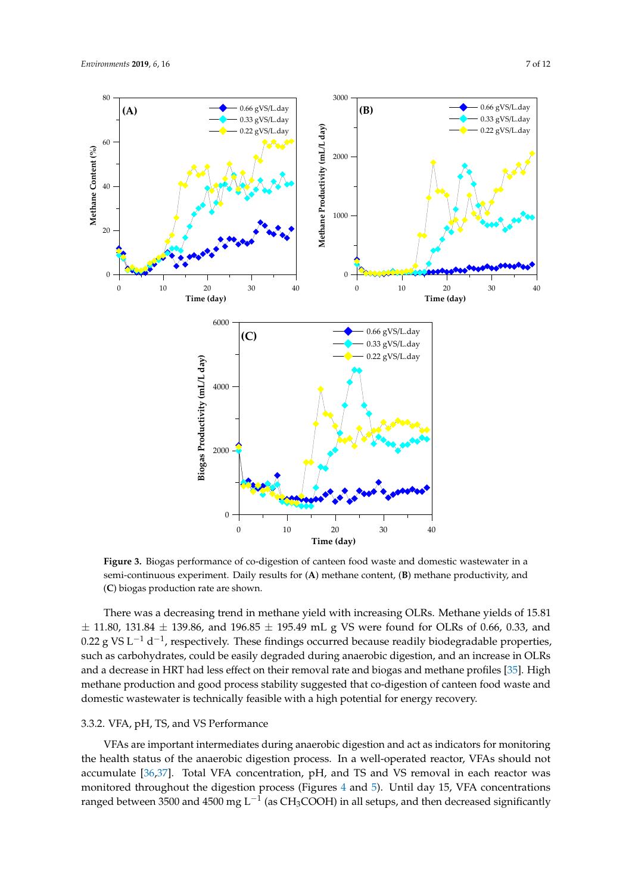**Figure 3.** Biogas performance of co-digestion of canteen food waste and domestic wastewater in a semi-continuous experiment. Daily results for (**A**) methane content, (**B**) methane productivity, and (**C**) biogas production rate are shown.

There was a decreasing trend in methane yield with increasing OLRs. Methane yields of 15.81 ± 11.80, 131.84 ± 139.86, and 196.85 ± 195.49 mL g VS were found for OLRs of 0.66, 0.33, and 0.22 g VS $L^{-1}$ $d^{-1}$, respectively. These findings occurred because readily biodegradable properties, such as carbohydrates, could be easily degraded during anaerobic digestion, and an increase in OLRs and a decrease in HRT had less effect on their removal rate and biogas and methane profiles [35]. High methane production and good process stability suggested that co-digestion of canteen food waste and domestic wastewater is technically feasible with a high potential for energy recovery.

### 3.3.2. VFA, pH, TS, and VS Performance

VFAs are important intermediates during anaerobic digestion and act as indicators for monitoring the health status of the anaerobic digestion process. In a well-operated reactor, VFAs should not accumulate [36,37]. Total VFA concentration, pH, and TS and VS removal in each reactor was monitored throughout the digestion process (Figures 4 and 5). Until day 15, VFA concentrations ranged between 3500 and 4500 mg $L^{-1}$ (as $CH_3COOH$) in all setups, and then decreased significantly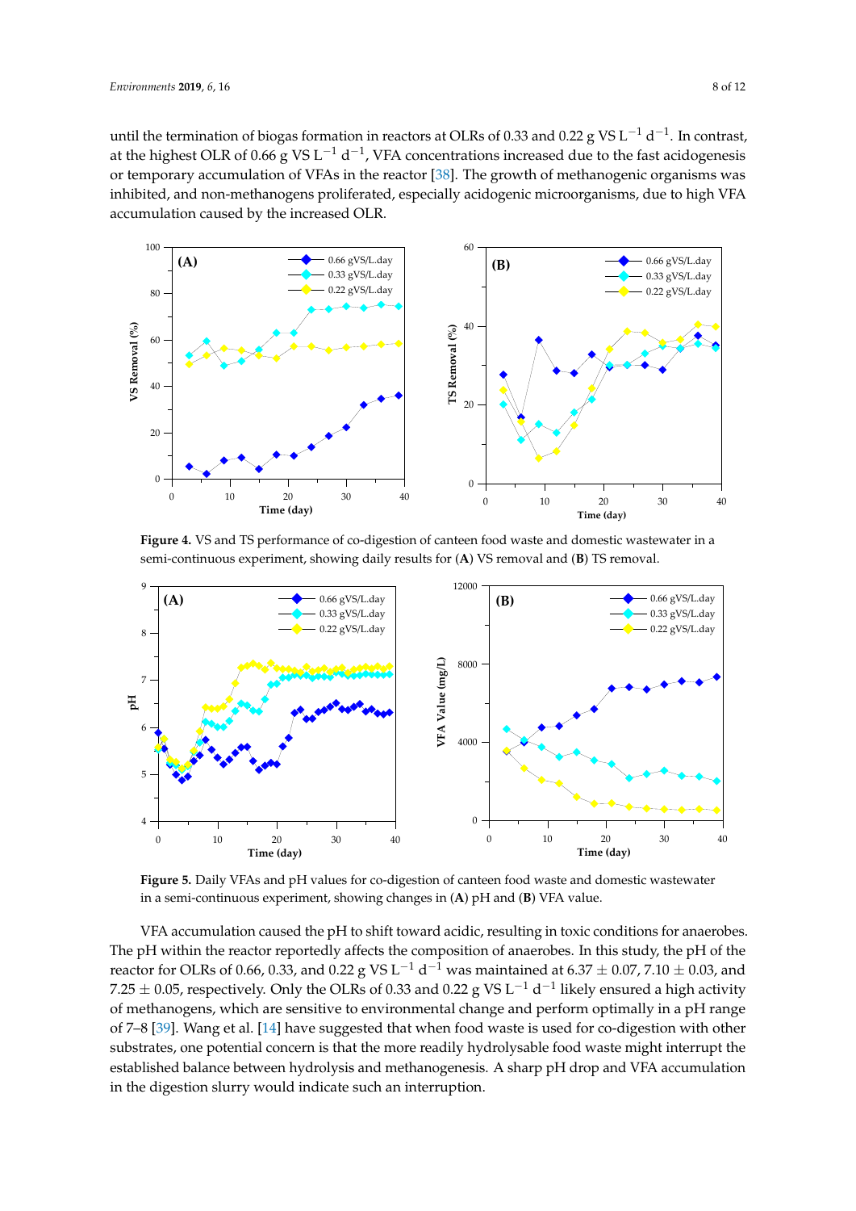until the termination of biogas formation in reactors at OLRs of 0.33 and 0.22 g VS $L^{-1}$ $d^{-1}$. In contrast, at the highest OLR of 0.66 g VS $L^{-1}$ $d^{-1}$, VFA concentrations increased due to the fast acidogenesis or temporary accumulation of VFAs in the reactor [38]. The growth of methanogenic organisms was inhibited, and non-methanogens proliferated, especially acidogenic microorganisms, due to high VFA accumulation caused by the increased OLR.

**Figure 4.** VS and TS performance of co-digestion of canteen food waste and domestic wastewater in a semi-continuous experiment, showing daily results for (**A**) VS removal and (**B**) TS removal.

**Figure 5.** Daily VFAs and pH values for co-digestion of canteen food waste and domestic wastewater in a semi-continuous experiment, showing changes in (**A**) pH and (**B**) VFA value.

VFA accumulation caused the pH to shift toward acidic, resulting in toxic conditions for anaerobes. The pH within the reactor reportedly affects the composition of anaerobes. In this study, the pH of the reactor for OLRs of 0.66, 0.33, and 0.22 g VS $L^{-1}$ $d^{-1}$ was maintained at 6.37 $\pm$ 0.07, 7.10 $\pm$ 0.03, and 7.25 $\pm$ 0.05, respectively. Only the OLRs of 0.33 and 0.22 g VS $L^{-1}$ $d^{-1}$ likely ensured a high activity of methanogens, which are sensitive to environmental change and perform optimally in a pH range of 7–8 [39]. Wang et al. [14] have suggested that when food waste is used for co-digestion with other substrates, one potential concern is that the more readily hydrolysable food waste might interrupt the established balance between hydrolysis and methanogenesis. A sharp pH drop and VFA accumulation in the digestion slurry would indicate such an interruption.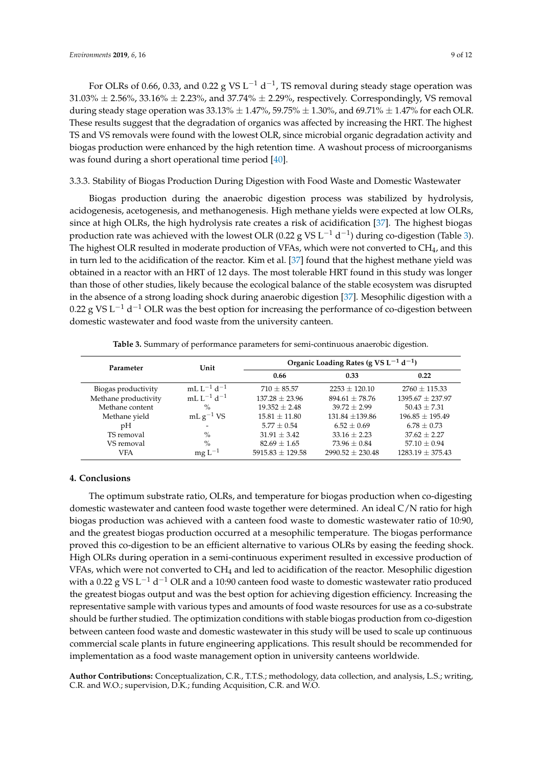For OLRs of 0.66, 0.33, and 0.22 g VS $L^{-1}$ $d^{-1}$, TS removal during steady stage operation was 31.03% ± 2.56%, 33.16% ± 2.23%, and 37.74% ± 2.29%, respectively. Correspondingly, VS removal during steady stage operation was 33.13% ± 1.47%, 59.75% ± 1.30%, and 69.71% ± 1.47% for each OLR. These results suggest that the degradation of organics was affected by increasing the HRT. The highest TS and VS removals were found with the lowest OLR, since microbial organic degradation activity and biogas production were enhanced by the high retention time. A washout process of microorganisms was found during a short operational time period [40].

### 3.3.3. Stability of Biogas Production During Digestion with Food Waste and Domestic Wastewater

Biogas production during the anaerobic digestion process was stabilized by hydrolysis, acidogenesis, acetogenesis, and methanogenesis. High methane yields were expected at low OLRs, since at high OLRs, the high hydrolysis rate creates a risk of acidification [37]. The highest biogas production rate was achieved with the lowest OLR (0.22 g VS $L^{-1}$ $d^{-1}$) during co-digestion (Table 3). The highest OLR resulted in moderate production of VFAs, which were not converted to $CH_4$, and this in turn led to the acidification of the reactor. Kim et al. [37] found that the highest methane yield was obtained in a reactor with an HRT of 12 days. The most tolerable HRT found in this study was longer than those of other studies, likely because the ecological balance of the stable ecosystem was disrupted in the absence of a strong loading shock during anaerobic digestion [37]. Mesophilic digestion with a 0.22 g VS $L^{-1}$ $d^{-1}$ OLR was the best option for increasing the performance of co-digestion between domestic wastewater and food waste from the university canteen.

**Table 3.** Summary of performance parameters for semi-continuous anaerobic digestion.

| Parameter | Unit | Organic Loading Rates (g VS $L^{-1}$ $d^{-1}$) | | |
|---|---|---|---|---|
| | | **0.66** | **0.33** | **0.22** |
| Biogas productivity | mL $L^{-1}$ $d^{-1}$ | 710 ± 85.57 | 2253 ± 120.10 | 2760 ± 115.33 |
| Methane productivity | mL $L^{-1}$ $d^{-1}$ | 137.28 ± 23.96 | 894.61 ± 78.76 | 1395.67 ± 237.97 |
| Methane content | % | 19.352 ± 2.48 | 39.72 ± 2.99 | 50.43 ± 7.31 |
| Methane yield | mL $g^{-1}$ VS | 15.81 ± 11.80 | 131.84 ±139.86 | 196.85 ± 195.49 |
| pH | - | 5.77 ± 0.54 | 6.52 ± 0.69 | 6.78 ± 0.73 |
| TS removal | % | 31.91 ± 3.42 | 33.16 ± 2.23 | 37.62 ± 2.27 |
| VS removal | % | 82.69 ± 1.65 | 73.96 ± 0.84 | 57.10 ± 0.94 |
| VFA | mg $L^{-1}$ | 5915.83 ± 129.58 | 2990.52 ± 230.48 | 1283.19 ± 375.43 |

## 4. Conclusions

The optimum substrate ratio, OLRs, and temperature for biogas production when co-digesting domestic wastewater and canteen food waste together were determined. An ideal C/N ratio for high biogas production was achieved with a canteen food waste to domestic wastewater ratio of 10:90, and the greatest biogas production occurred at a mesophilic temperature. The biogas performance proved this co-digestion to be an efficient alternative to various OLRs by easing the feeding shock. High OLRs during operation in a semi-continuous experiment resulted in excessive production of VFAs, which were not converted to $CH_4$ and led to acidification of the reactor. Mesophilic digestion with a 0.22 g VS $L^{-1}$ $d^{-1}$ OLR and a 10:90 canteen food waste to domestic wastewater ratio produced the greatest biogas output and was the best option for achieving digestion efficiency. Increasing the representative sample with various types and amounts of food waste resources for use as a co-substrate should be further studied. The optimization conditions with stable biogas production from co-digestion between canteen food waste and domestic wastewater in this study will be used to scale up continuous commercial scale plants in future engineering applications. This result should be recommended for implementation as a food waste management option in university canteens worldwide.

**Author Contributions:** Conceptualization, C.R., T.T.S.; methodology, data collection, and analysis, L.S.; writing, C.R. and W.O.; supervision, D.K.; funding Acquisition, C.R. and W.O.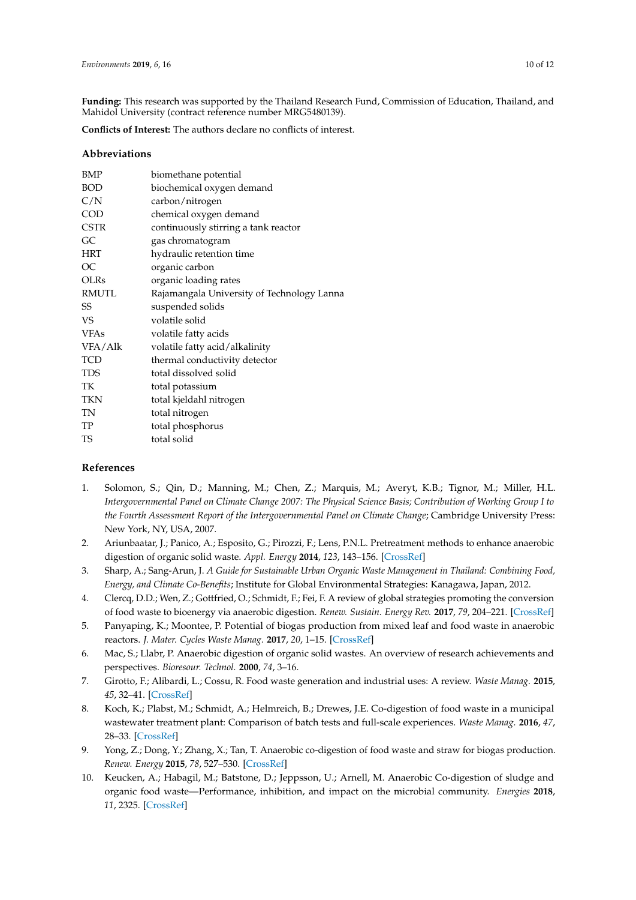**Funding:** This research was supported by the Thailand Research Fund, Commission of Education, Thailand, and Mahidol University (contract reference number MRG5480139).

**Conflicts of Interest:** The authors declare no conflicts of interest.

## Abbreviations

| | |
|---|---|
| BMP | biomethane potential |
| BOD | biochemical oxygen demand |
| C/N | carbon/nitrogen |
| COD | chemical oxygen demand |
| CSTR | continuously stirring a tank reactor |
| GC | gas chromatogram |
| HRT | hydraulic retention time |
| OC | organic carbon |
| OLRs | organic loading rates |
| RMUTL | Rajamangala University of Technology Lanna |
| SS | suspended solids |
| VS | volatile solid |
| VFAs | volatile fatty acids |
| VFA/Alk | volatile fatty acid/alkalinity |
| TCD | thermal conductivity detector |
| TDS | total dissolved solid |
| TK | total potassium |
| TKN | total kjeldahl nitrogen |
| TN | total nitrogen |
| TP | total phosphorus |
| TS | total solid |

## References

1. Solomon, S.; Qin, D.; Manning, M.; Chen, Z.; Marquis, M.; Averyt, K.B.; Tignor, M.; Miller, H.L. *Intergovernmental Panel on Climate Change 2007: The Physical Science Basis; Contribution of Working Group I to the Fourth Assessment Report of the Intergovernmental Panel on Climate Change*; Cambridge University Press: New York, NY, USA, 2007.
2. Ariunbaatar, J.; Panico, A.; Esposito, G.; Pirozzi, F.; Lens, P.N.L. Pretreatment methods to enhance anaerobic digestion of organic solid waste. *Appl. Energy* **2014**, *123*, 143–156. [CrossRef]
3. Sharp, A.; Sang-Arun, J. *A Guide for Sustainable Urban Organic Waste Management in Thailand: Combining Food, Energy, and Climate Co-Benefits*; Institute for Global Environmental Strategies: Kanagawa, Japan, 2012.
4. Clercq, D.D.; Wen, Z.; Gottfried, O.; Schmidt, F.; Fei, F. A review of global strategies promoting the conversion of food waste to bioenergy via anaerobic digestion. *Renew. Sustain. Energy Rev.* **2017**, *79*, 204–221. [CrossRef]
5. Panyaping, K.; Moontee, P. Potential of biogas production from mixed leaf and food waste in anaerobic reactors. *J. Mater. Cycles Waste Manag.* **2017**, *20*, 1–15. [CrossRef]
6. Mac, S.; Llabr, P. Anaerobic digestion of organic solid wastes. An overview of research achievements and perspectives. *Bioresour. Technol.* **2000**, *74*, 3–16.
7. Girotto, F.; Alibardi, L.; Cossu, R. Food waste generation and industrial uses: A review. *Waste Manag.* **2015**, *45*, 32–41. [CrossRef]
8. Koch, K.; Plabst, M.; Schmidt, A.; Helmreich, B.; Drewes, J.E. Co-digestion of food waste in a municipal wastewater treatment plant: Comparison of batch tests and full-scale experiences. *Waste Manag.* **2016**, *47*, 28–33. [CrossRef]
9. Yong, Z.; Dong, Y.; Zhang, X.; Tan, T. Anaerobic co-digestion of food waste and straw for biogas production. *Renew. Energy* **2015**, *78*, 527–530. [CrossRef]
10. Keucken, A.; Habagil, M.; Batstone, D.; Jeppsson, U.; Arnell, M. Anaerobic Co-digestion of sludge and organic food waste—Performance, inhibition, and impact on the microbial community. *Energies* **2018**, *11*, 2325. [CrossRef]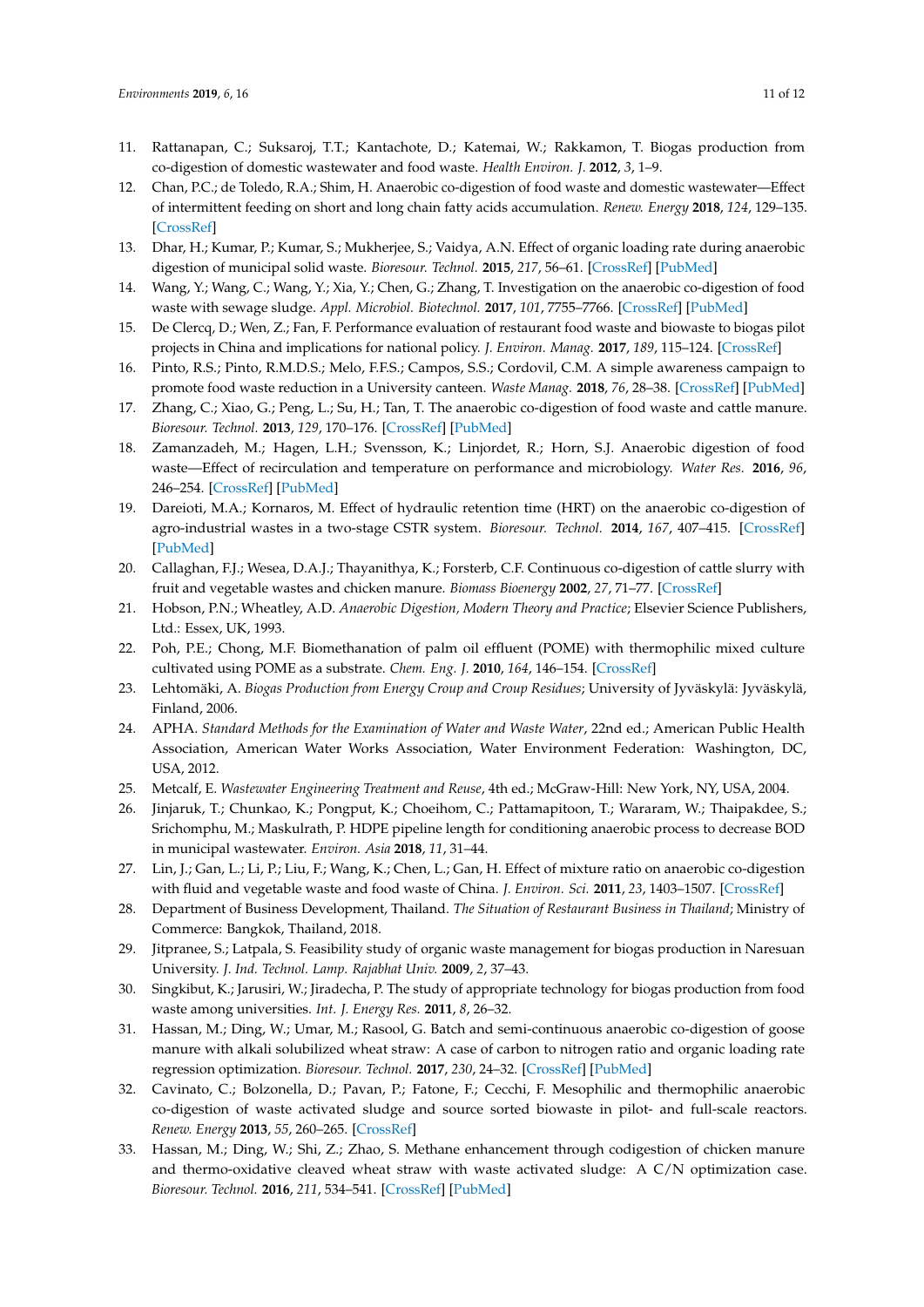11. Rattanapan, C.; Suksaroj, T.T.; Kantachote, D.; Katemai, W.; Rakkamon, T. Biogas production from co-digestion of domestic wastewater and food waste. *Health Environ. J.* **2012**, *3*, 1–9.
12. Chan, P.C.; de Toledo, R.A.; Shim, H. Anaerobic co-digestion of food waste and domestic wastewater—Effect of intermittent feeding on short and long chain fatty acids accumulation. *Renew. Energy* **2018**, *124*, 129–135. [CrossRef]
13. Dhar, H.; Kumar, P.; Kumar, S.; Mukherjee, S.; Vaidya, A.N. Effect of organic loading rate during anaerobic digestion of municipal solid waste. *Bioresour. Technol.* **2015**, *217*, 56–61. [CrossRef] [PubMed]
14. Wang, Y.; Wang, C.; Wang, Y.; Xia, Y.; Chen, G.; Zhang, T. Investigation on the anaerobic co-digestion of food waste with sewage sludge. *Appl. Microbiol. Biotechnol.* **2017**, *101*, 7755–7766. [CrossRef] [PubMed]
15. De Clercq, D.; Wen, Z.; Fan, F. Performance evaluation of restaurant food waste and biowaste to biogas pilot projects in China and implications for national policy. *J. Environ. Manag.* **2017**, *189*, 115–124. [CrossRef]
16. Pinto, R.S.; Pinto, R.M.D.S.; Melo, F.F.S.; Campos, S.S.; Cordovil, C.M. A simple awareness campaign to promote food waste reduction in a University canteen. *Waste Manag.* **2018**, *76*, 28–38. [CrossRef] [PubMed]
17. Zhang, C.; Xiao, G.; Peng, L.; Su, H.; Tan, T. The anaerobic co-digestion of food waste and cattle manure. *Bioresour. Technol.* **2013**, *129*, 170–176. [CrossRef] [PubMed]
18. Zamanzadeh, M.; Hagen, L.H.; Svensson, K.; Linjordet, R.; Horn, S.J. Anaerobic digestion of food waste—Effect of recirculation and temperature on performance and microbiology. *Water Res.* **2016**, *96*, 246–254. [CrossRef] [PubMed]
19. Dareioti, M.A.; Kornaros, M. Effect of hydraulic retention time (HRT) on the anaerobic co-digestion of agro-industrial wastes in a two-stage CSTR system. *Bioresour. Technol.* **2014**, *167*, 407–415. [CrossRef] [PubMed]
20. Callaghan, F.J.; Wesea, D.A.J.; Thayanithya, K.; Forsterb, C.F. Continuous co-digestion of cattle slurry with fruit and vegetable wastes and chicken manure. *Biomass Bioenergy* **2002**, *27*, 71–77. [CrossRef]
21. Hobson, P.N.; Wheatley, A.D. *Anaerobic Digestion, Modern Theory and Practice*; Elsevier Science Publishers, Ltd.: Essex, UK, 1993.
22. Poh, P.E.; Chong, M.F. Biomethanation of palm oil effluent (POME) with thermophilic mixed culture cultivated using POME as a substrate. *Chem. Eng. J.* **2010**, *164*, 146–154. [CrossRef]
23. Lehtomäki, A. *Biogas Production from Energy Croup and Croup Residues*; University of Jyväskylä: Jyväskylä, Finland, 2006.
24. APHA. *Standard Methods for the Examination of Water and Waste Water*, 22nd ed.; American Public Health Association, American Water Works Association, Water Environment Federation: Washington, DC, USA, 2012.
25. Metcalf, E. *Wastewater Engineering Treatment and Reuse*, 4th ed.; McGraw-Hill: New York, NY, USA, 2004.
26. Jinjaruk, T.; Chunkao, K.; Pongput, K.; Choeihom, C.; Pattamapitoon, T.; Wararam, W.; Thaipakdee, S.; Srichomphu, M.; Maskulrath, P. HDPE pipeline length for conditioning anaerobic process to decrease BOD in municipal wastewater. *Environ. Asia* **2018**, *11*, 31–44.
27. Lin, J.; Gan, L.; Li, P.; Liu, F.; Wang, K.; Chen, L.; Gan, H. Effect of mixture ratio on anaerobic co-digestion with fluid and vegetable waste and food waste of China. *J. Environ. Sci.* **2011**, *23*, 1403–1507. [CrossRef]
28. Department of Business Development, Thailand. *The Situation of Restaurant Business in Thailand*; Ministry of Commerce: Bangkok, Thailand, 2018.
29. Jitpranee, S.; Latpala, S. Feasibility study of organic waste management for biogas production in Naresuan University. *J. Ind. Technol. Lamp. Rajabhat Univ.* **2009**, *2*, 37–43.
30. Singkibut, K.; Jarusiri, W.; Jiradecha, P. The study of appropriate technology for biogas production from food waste among universities. *Int. J. Energy Res.* **2011**, *8*, 26–32.
31. Hassan, M.; Ding, W.; Umar, M.; Rasool, G. Batch and semi-continuous anaerobic co-digestion of goose manure with alkali solubilized wheat straw: A case of carbon to nitrogen ratio and organic loading rate regression optimization. *Bioresour. Technol.* **2017**, *230*, 24–32. [CrossRef] [PubMed]
32. Cavinato, C.; Bolzonella, D.; Pavan, P.; Fatone, F.; Cecchi, F. Mesophilic and thermophilic anaerobic co-digestion of waste activated sludge and source sorted biowaste in pilot- and full-scale reactors. *Renew. Energy* **2013**, *55*, 260–265. [CrossRef]
33. Hassan, M.; Ding, W.; Shi, Z.; Zhao, S. Methane enhancement through codigestion of chicken manure and thermo-oxidative cleaved wheat straw with waste activated sludge: A C/N optimization case. *Bioresour. Technol.* **2016**, *211*, 534–541. [CrossRef] [PubMed]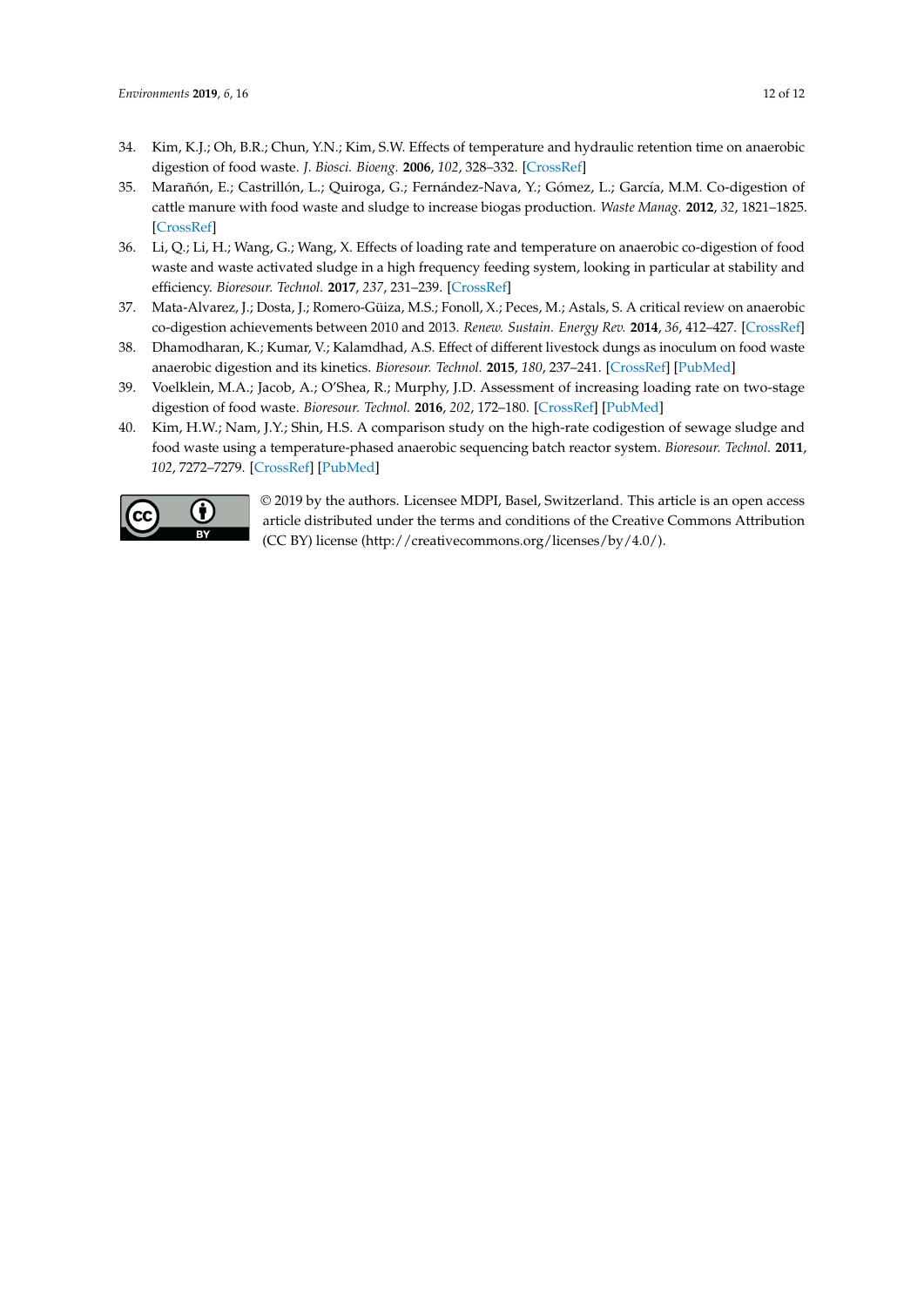34. Kim, K.J.; Oh, B.R.; Chun, Y.N.; Kim, S.W. Effects of temperature and hydraulic retention time on anaerobic digestion of food waste. *J. Biosci. Bioeng.* **2006**, *102*, 328–332. [CrossRef]
35. Marañón, E.; Castrillón, L.; Quiroga, G.; Fernández-Nava, Y.; Gómez, L.; García, M.M. Co-digestion of cattle manure with food waste and sludge to increase biogas production. *Waste Manag.* **2012**, *32*, 1821–1825. [CrossRef]
36. Li, Q.; Li, H.; Wang, G.; Wang, X. Effects of loading rate and temperature on anaerobic co-digestion of food waste and waste activated sludge in a high frequency feeding system, looking in particular at stability and efficiency. *Bioresour. Technol.* **2017**, *237*, 231–239. [CrossRef]
37. Mata-Alvarez, J.; Dosta, J.; Romero-Güiza, M.S.; Fonoll, X.; Peces, M.; Astals, S. A critical review on anaerobic co-digestion achievements between 2010 and 2013. *Renew. Sustain. Energy Rev.* **2014**, *36*, 412–427. [CrossRef]
38. Dhamodharan, K.; Kumar, V.; Kalamdhad, A.S. Effect of different livestock dungs as inoculum on food waste anaerobic digestion and its kinetics. *Bioresour. Technol.* **2015**, *180*, 237–241. [CrossRef] [PubMed]
39. Voelklein, M.A.; Jacob, A.; O'Shea, R.; Murphy, J.D. Assessment of increasing loading rate on two-stage digestion of food waste. *Bioresour. Technol.* **2016**, *202*, 172–180. [CrossRef] [PubMed]
40. Kim, H.W.; Nam, J.Y.; Shin, H.S. A comparison study on the high-rate codigestion of sewage sludge and food waste using a temperature-phased anaerobic sequencing batch reactor system. *Bioresour. Technol.* **2011**, *102*, 7272–7279. [CrossRef] [PubMed]

© 2019 by the authors. Licensee MDPI, Basel, Switzerland. This article is an open access article distributed under the terms and conditions of the Creative Commons Attribution (CC BY) license (http://creativecommons.org/licenses/by/4.0/).